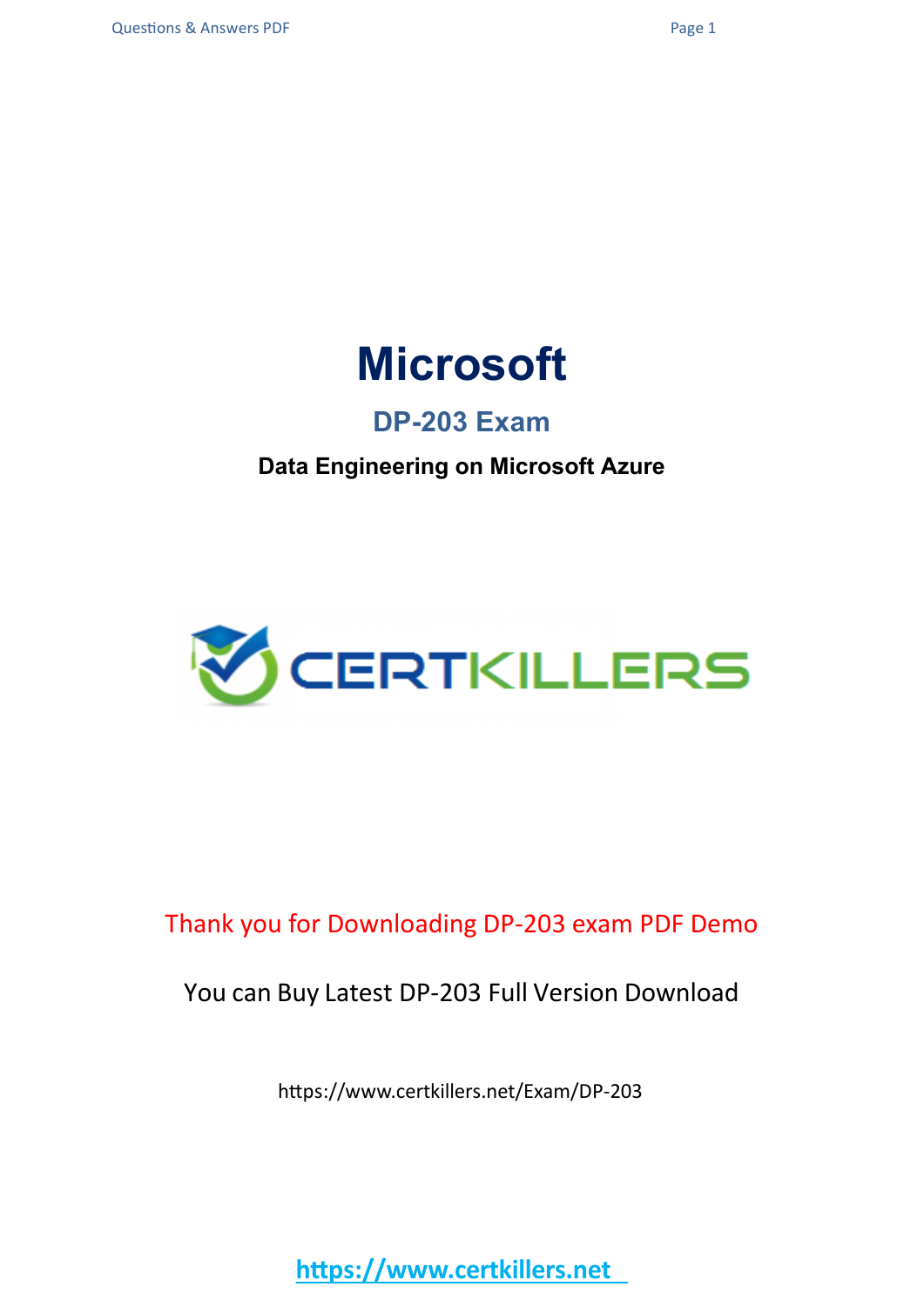# Microsoft

## DP-203 Exam

**Data Engineering on Microsoft Azure**

CERTKILLERS

Thank you for Downloading DP-203 exam PDF Demo

You can Buy Latest DP-203 Full Version Download

https://www.certkillers.net/Exam/DP-203

https://www.certkillers.net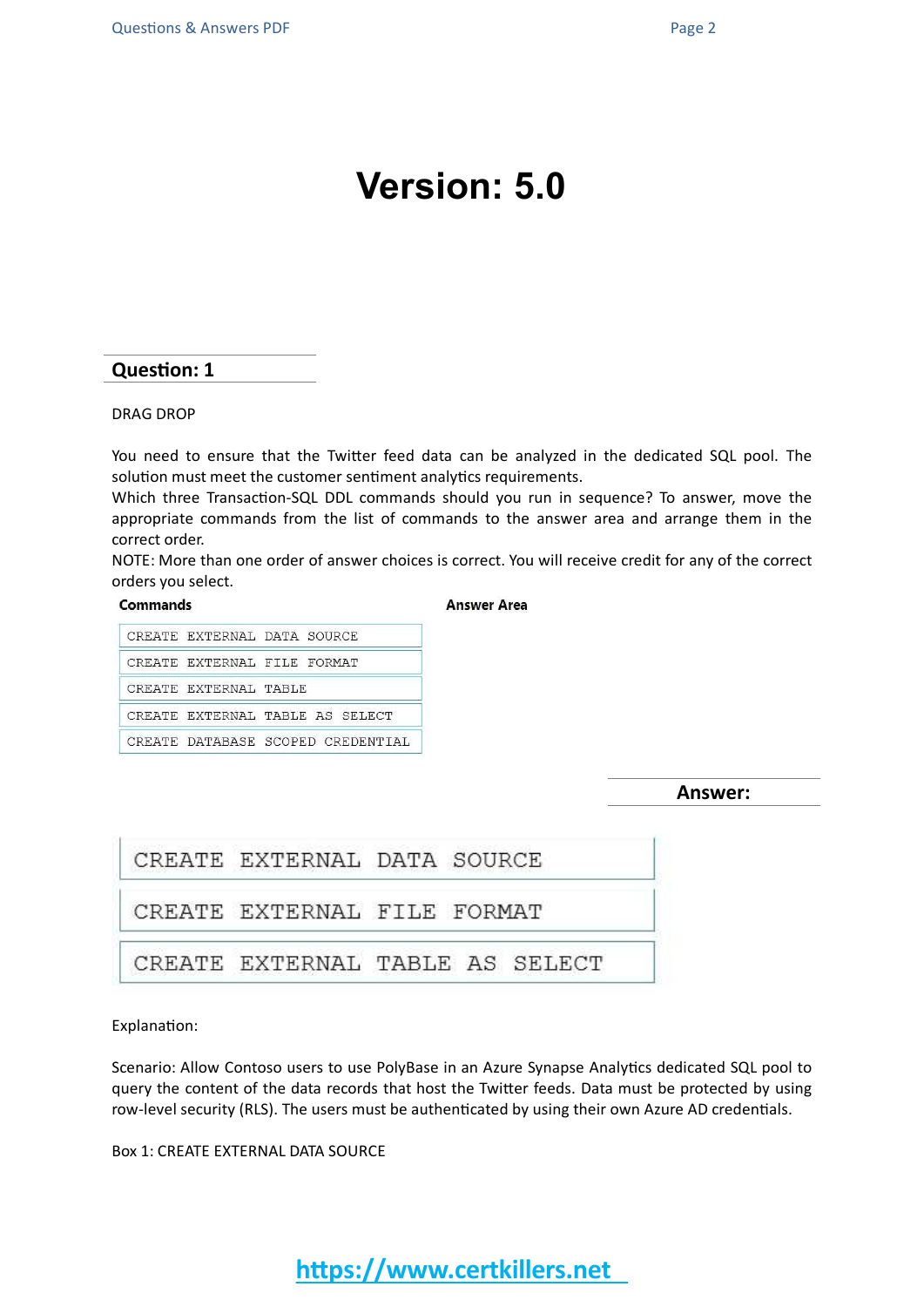# Version: 5.0

## Question: 1

DRAG DROP

You need to ensure that the Twitter feed data can be analyzed in the dedicated SQL pool. The solution must meet the customer sentiment analytics requirements.
Which three Transaction-SQL DDL commands should you run in sequence? To answer, move the appropriate commands from the list of commands to the answer area and arrange them in the correct order.
NOTE: More than one order of answer choices is correct. You will receive credit for any of the correct orders you select.

**Commands**

- CREATE EXTERNAL DATA SOURCE
- CREATE EXTERNAL FILE FORMAT
- CREATE EXTERNAL TABLE
- CREATE EXTERNAL TABLE AS SELECT
- CREATE DATABASE SCOPED CREDENTIAL

**Answer Area**

## Answer:

1. CREATE EXTERNAL DATA SOURCE
2. CREATE EXTERNAL FILE FORMAT
3. CREATE EXTERNAL TABLE AS SELECT

Explanation:

Scenario: Allow Contoso users to use PolyBase in an Azure Synapse Analytics dedicated SQL pool to query the content of the data records that host the Twitter feeds. Data must be protected by using row-level security (RLS). The users must be authenticated by using their own Azure AD credentials.

Box 1: CREATE EXTERNAL DATA SOURCE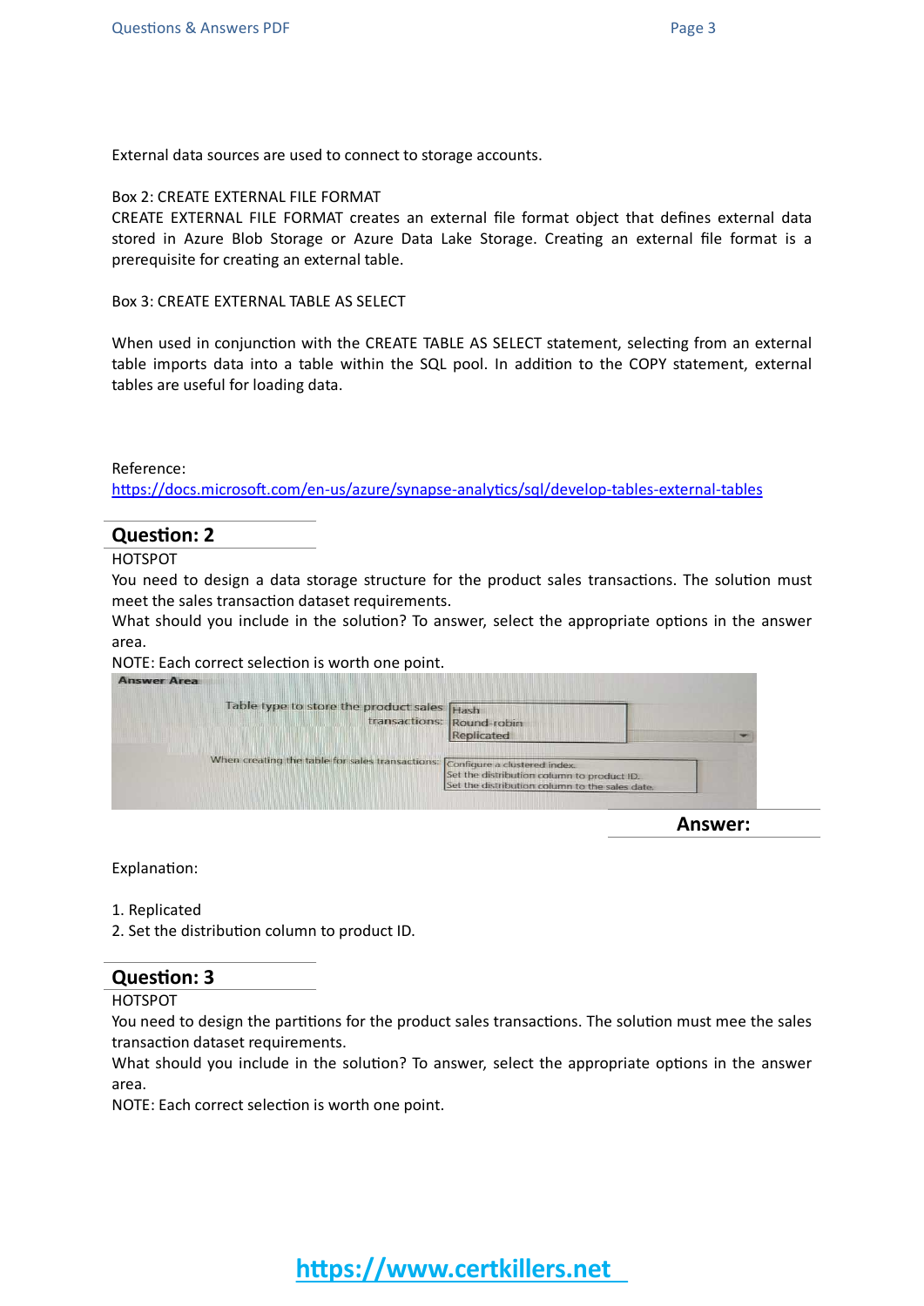External data sources are used to connect to storage accounts.

Box 2: CREATE EXTERNAL FILE FORMAT

CREATE EXTERNAL FILE FORMAT creates an external file format object that defines external data stored in Azure Blob Storage or Azure Data Lake Storage. Creating an external file format is a prerequisite for creating an external table.

Box 3: CREATE EXTERNAL TABLE AS SELECT

When used in conjunction with the CREATE TABLE AS SELECT statement, selecting from an external table imports data into a table within the SQL pool. In addition to the COPY statement, external tables are useful for loading data.

Reference:

https://docs.microsoft.com/en-us/azure/synapse-analytics/sql/develop-tables-external-tables

## Question: 2

HOTSPOT

You need to design a data storage structure for the product sales transactions. The solution must meet the sales transaction dataset requirements.

What should you include in the solution? To answer, select the appropriate options in the answer area.

NOTE: Each correct selection is worth one point.

**Answer Area**

Table type to store the product sales transactions:
- Hash
- Round-robin
- Replicated

When creating the table for sales transactions:
- Configure a clustered index.
- Set the distribution column to product ID.
- Set the distribution column to the sales date.

**Answer:**

Explanation:

1. Replicated
2. Set the distribution column to product ID.

## Question: 3

HOTSPOT

You need to design the partitions for the product sales transactions. The solution must mee the sales transaction dataset requirements.

What should you include in the solution? To answer, select the appropriate options in the answer area.

NOTE: Each correct selection is worth one point.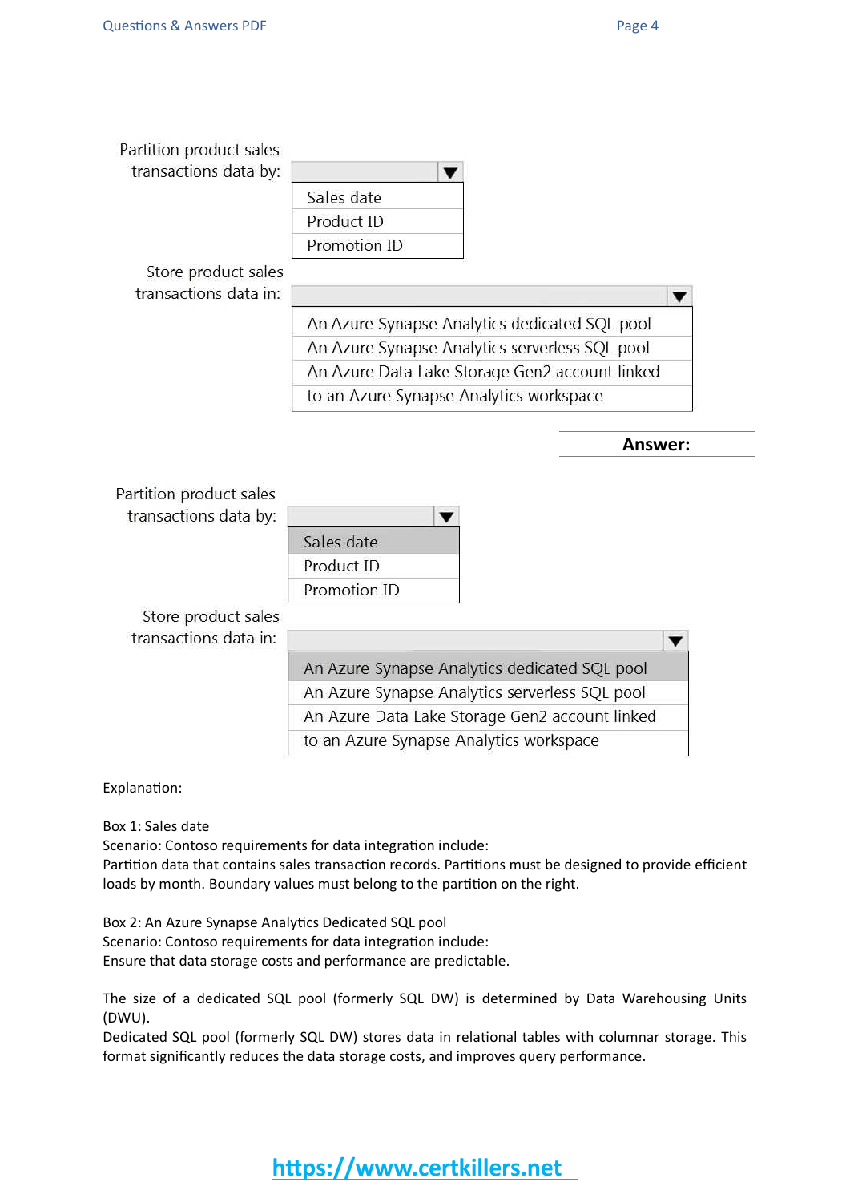Partition product sales transactions data by:

- Sales date
- Product ID
- Promotion ID

Store product sales transactions data in:

- An Azure Synapse Analytics dedicated SQL pool
- An Azure Synapse Analytics serverless SQL pool
- An Azure Data Lake Storage Gen2 account linked to an Azure Synapse Analytics workspace

**Answer:**

Partition product sales transactions data by:

- **Sales date**
- Product ID
- Promotion ID

Store product sales transactions data in:

- **An Azure Synapse Analytics dedicated SQL pool**
- An Azure Synapse Analytics serverless SQL pool
- An Azure Data Lake Storage Gen2 account linked to an Azure Synapse Analytics workspace

Explanation:

Box 1: Sales date
Scenario: Contoso requirements for data integration include:
Partition data that contains sales transaction records. Partitions must be designed to provide efficient loads by month. Boundary values must belong to the partition on the right.

Box 2: An Azure Synapse Analytics Dedicated SQL pool
Scenario: Contoso requirements for data integration include:
Ensure that data storage costs and performance are predictable.

The size of a dedicated SQL pool (formerly SQL DW) is determined by Data Warehousing Units (DWU).
Dedicated SQL pool (formerly SQL DW) stores data in relational tables with columnar storage. This format significantly reduces the data storage costs, and improves query performance.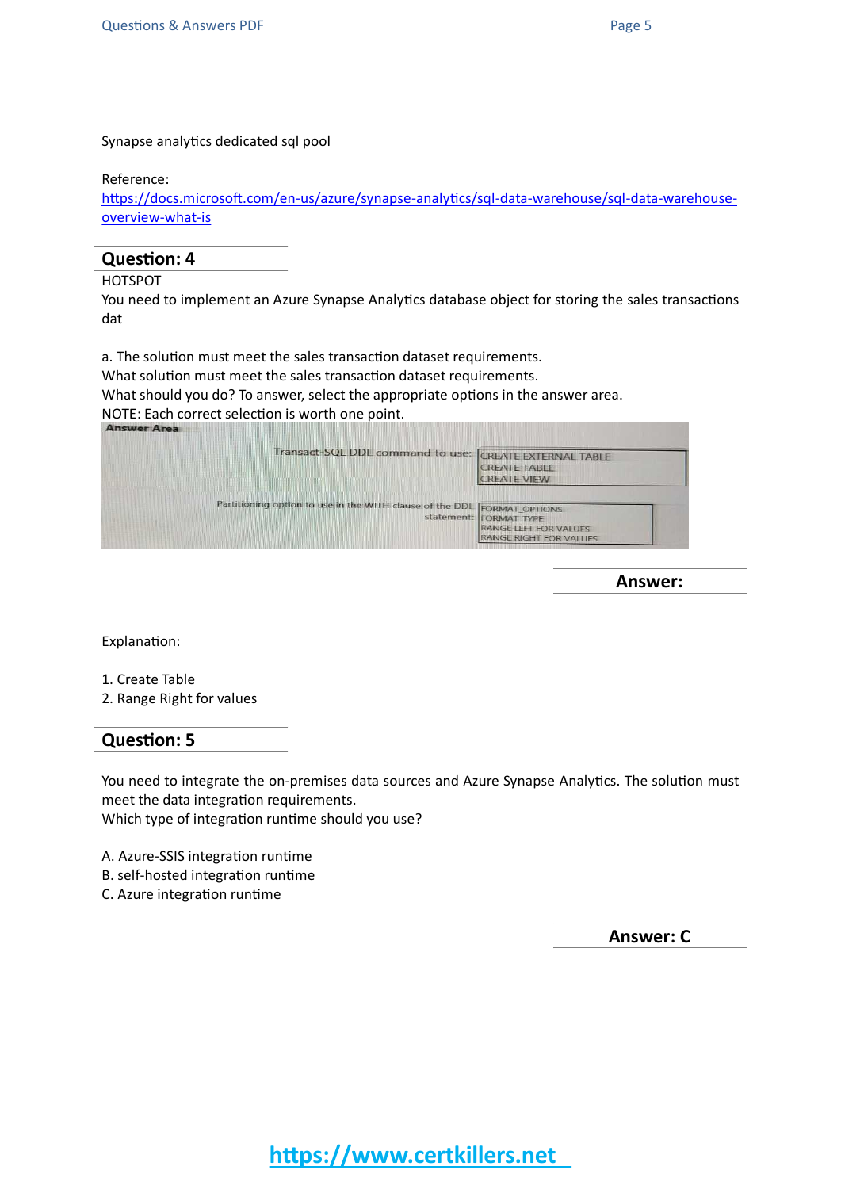Synapse analytics dedicated sql pool

Reference:
https://docs.microsoft.com/en-us/azure/synapse-analytics/sql-data-warehouse/sql-data-warehouse-overview-what-is

## Question: 4

HOTSPOT
You need to implement an Azure Synapse Analytics database object for storing the sales transactions dat

a. The solution must meet the sales transaction dataset requirements.
What solution must meet the sales transaction dataset requirements.
What should you do? To answer, select the appropriate options in the answer area.
NOTE: Each correct selection is worth one point.

Answer Area

| | |
|---|---|
| Transact-SQL DDL command to use: | CREATE EXTERNAL TABLE<br>CREATE TABLE<br>CREATE VIEW |
| Partitioning option to use in the WITH clause of the DDL statement: | FORMAT_OPTIONS<br>FORMAT_TYPE<br>RANGE LEFT FOR VALUES<br>RANGE RIGHT FOR VALUES |

**Answer:**

Explanation:

1. Create Table
2. Range Right for values

## Question: 5

You need to integrate the on-premises data sources and Azure Synapse Analytics. The solution must meet the data integration requirements.
Which type of integration runtime should you use?

A. Azure-SSIS integration runtime
B. self-hosted integration runtime
C. Azure integration runtime

**Answer: C**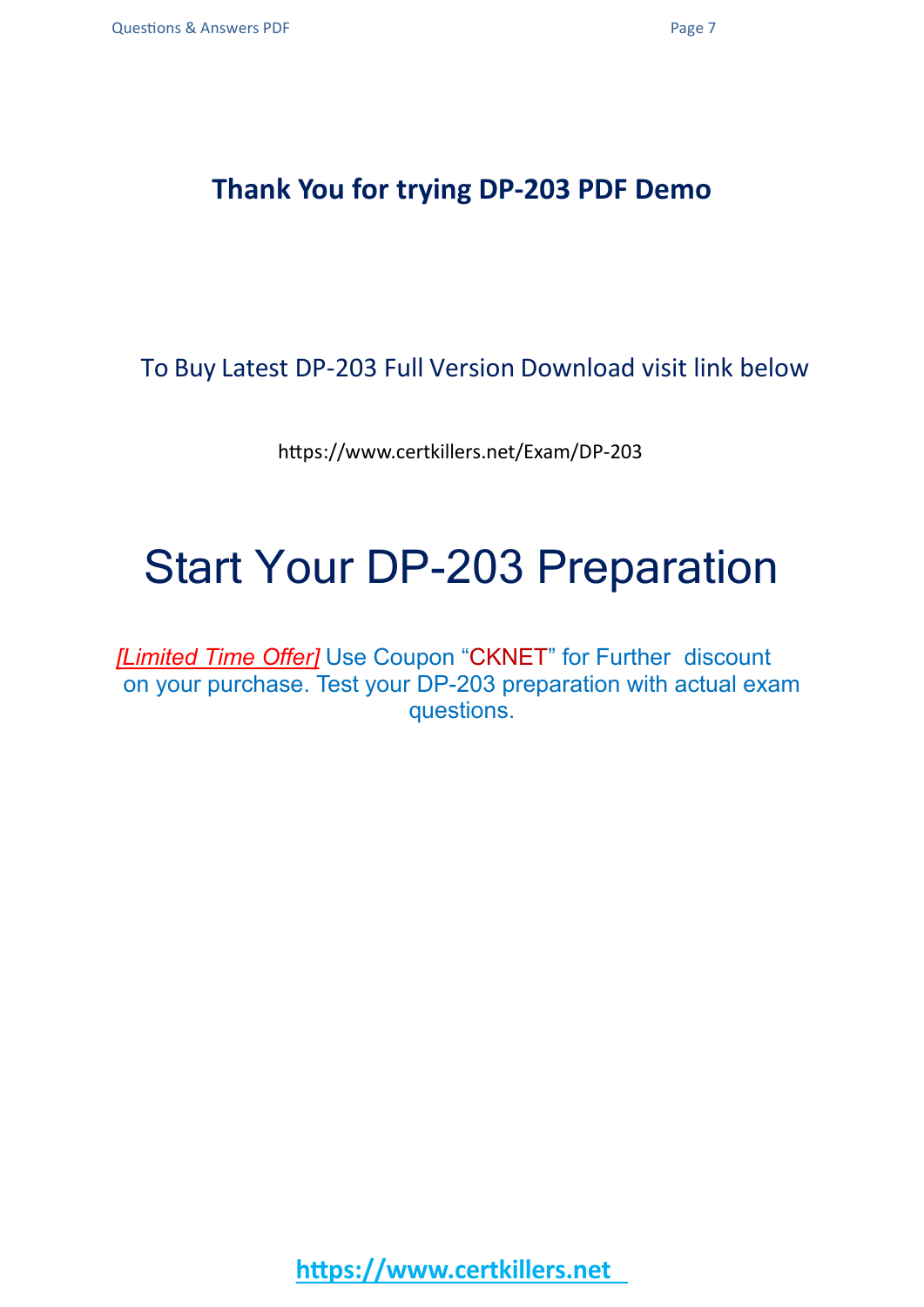## Thank You for trying DP-203 PDF Demo

To Buy Latest DP-203 Full Version Download visit link below

https://www.certkillers.net/Exam/DP-203

# Start Your DP-203 Preparation

*[Limited Time Offer]* Use Coupon "CKNET" for Further discount on your purchase. Test your DP-203 preparation with actual exam questions.

**https://www.certkillers.net**